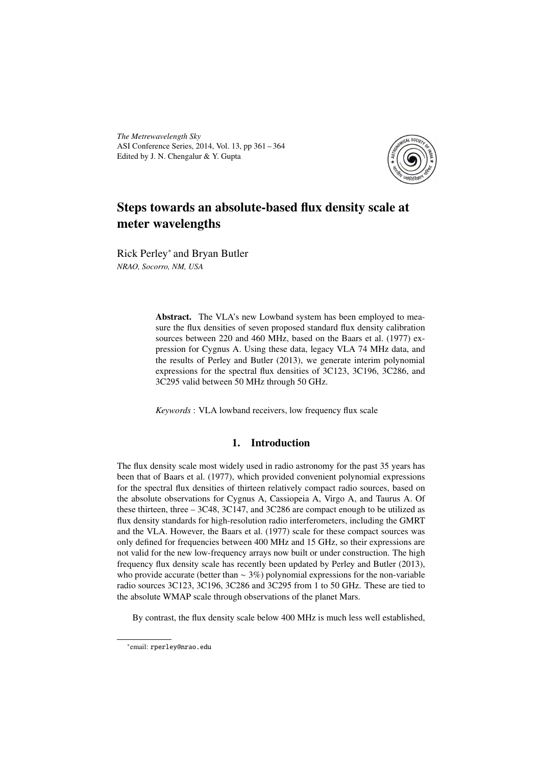*The Metrewavelength Sky*
ASI Conference Series, 2014, Vol. 13, pp 361 – 364
Edited by J. N. Chengalur & Y. Gupta

# Steps towards an absolute-based flux density scale at meter wavelengths

Rick Perley[*] and Bryan Butler
*NRAO, Socorro, NM, USA*

**Abstract.** The VLA's new Lowband system has been employed to measure the flux densities of seven proposed standard flux density calibration sources between 220 and 460 MHz, based on the Baars et al. (1977) expression for Cygnus A. Using these data, legacy VLA 74 MHz data, and the results of Perley and Butler (2013), we generate interim polynomial expressions for the spectral flux densities of 3C123, 3C196, 3C286, and 3C295 valid between 50 MHz through 50 GHz.

*Keywords* : VLA lowband receivers, low frequency flux scale

## 1. Introduction

The flux density scale most widely used in radio astronomy for the past 35 years has been that of Baars et al. (1977), which provided convenient polynomial expressions for the spectral flux densities of thirteen relatively compact radio sources, based on the absolute observations for Cygnus A, Cassiopeia A, Virgo A, and Taurus A. Of these thirteen, three – 3C48, 3C147, and 3C286 are compact enough to be utilized as flux density standards for high-resolution radio interferometers, including the GMRT and the VLA. However, the Baars et al. (1977) scale for these compact sources was only defined for frequencies between 400 MHz and 15 GHz, so their expressions are not valid for the new low-frequency arrays now built or under construction. The high frequency flux density scale has recently been updated by Perley and Butler (2013), who provide accurate (better than $\sim 3\%$) polynomial expressions for the non-variable radio sources 3C123, 3C196, 3C286 and 3C295 from 1 to 50 GHz. These are tied to the absolute WMAP scale through observations of the planet Mars.

By contrast, the flux density scale below 400 MHz is much less well established,

[*]email: rperley@nrao.edu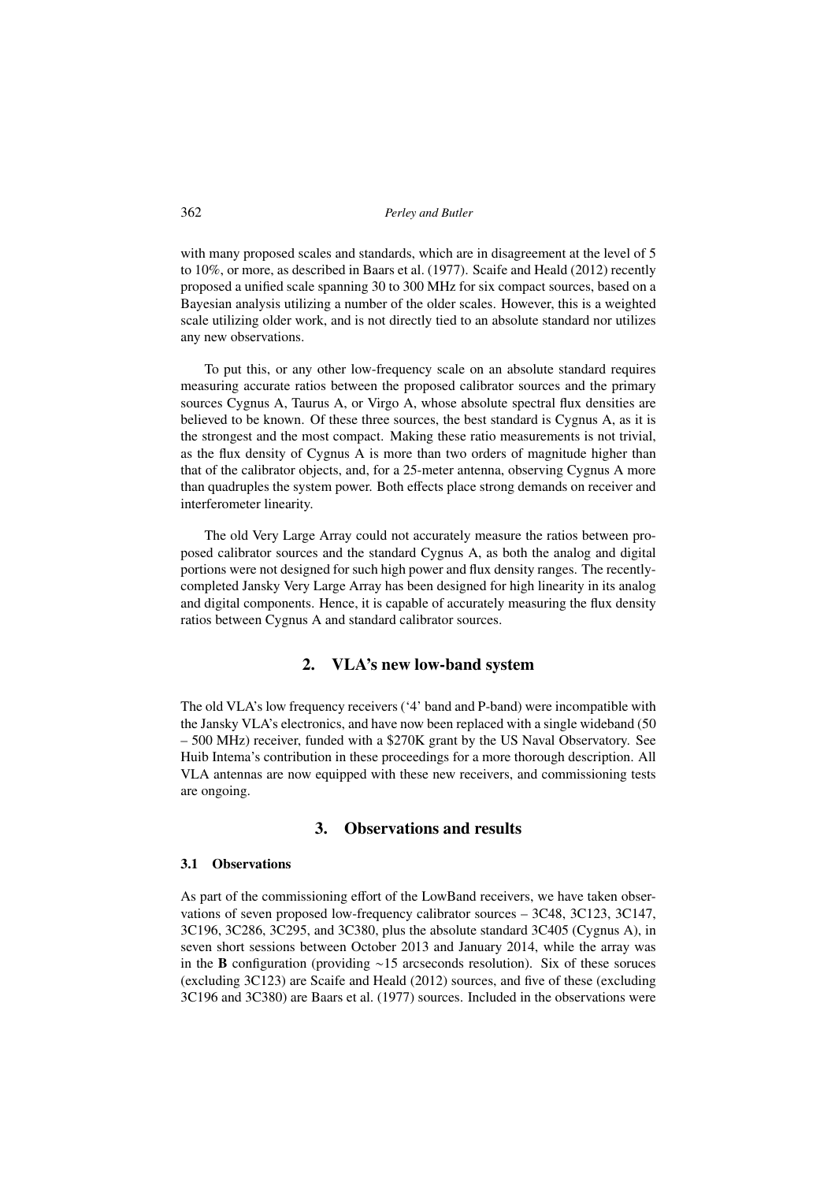with many proposed scales and standards, which are in disagreement at the level of 5 to 10%, or more, as described in Baars et al. (1977). Scaife and Heald (2012) recently proposed a unified scale spanning 30 to 300 MHz for six compact sources, based on a Bayesian analysis utilizing a number of the older scales. However, this is a weighted scale utilizing older work, and is not directly tied to an absolute standard nor utilizes any new observations.

To put this, or any other low-frequency scale on an absolute standard requires measuring accurate ratios between the proposed calibrator sources and the primary sources Cygnus A, Taurus A, or Virgo A, whose absolute spectral flux densities are believed to be known. Of these three sources, the best standard is Cygnus A, as it is the strongest and the most compact. Making these ratio measurements is not trivial, as the flux density of Cygnus A is more than two orders of magnitude higher than that of the calibrator objects, and, for a 25-meter antenna, observing Cygnus A more than quadruples the system power. Both effects place strong demands on receiver and interferometer linearity.

The old Very Large Array could not accurately measure the ratios between proposed calibrator sources and the standard Cygnus A, as both the analog and digital portions were not designed for such high power and flux density ranges. The recently-completed Jansky Very Large Array has been designed for high linearity in its analog and digital components. Hence, it is capable of accurately measuring the flux density ratios between Cygnus A and standard calibrator sources.

## 2. VLA's new low-band system

The old VLA's low frequency receivers ('4' band and P-band) were incompatible with the Jansky VLA's electronics, and have now been replaced with a single wideband (50 – 500 MHz) receiver, funded with a $270K grant by the US Naval Observatory. See Huib Intema's contribution in these proceedings for a more thorough description. All VLA antennas are now equipped with these new receivers, and commissioning tests are ongoing.

## 3. Observations and results

### 3.1 Observations

As part of the commissioning effort of the LowBand receivers, we have taken observations of seven proposed low-frequency calibrator sources – 3C48, 3C123, 3C147, 3C196, 3C286, 3C295, and 3C380, plus the absolute standard 3C405 (Cygnus A), in seven short sessions between October 2013 and January 2014, while the array was in the **B** configuration (providing $\sim$15 arcseconds resolution). Six of these soruces (excluding 3C123) are Scaife and Heald (2012) sources, and five of these (excluding 3C196 and 3C380) are Baars et al. (1977) sources. Included in the observations were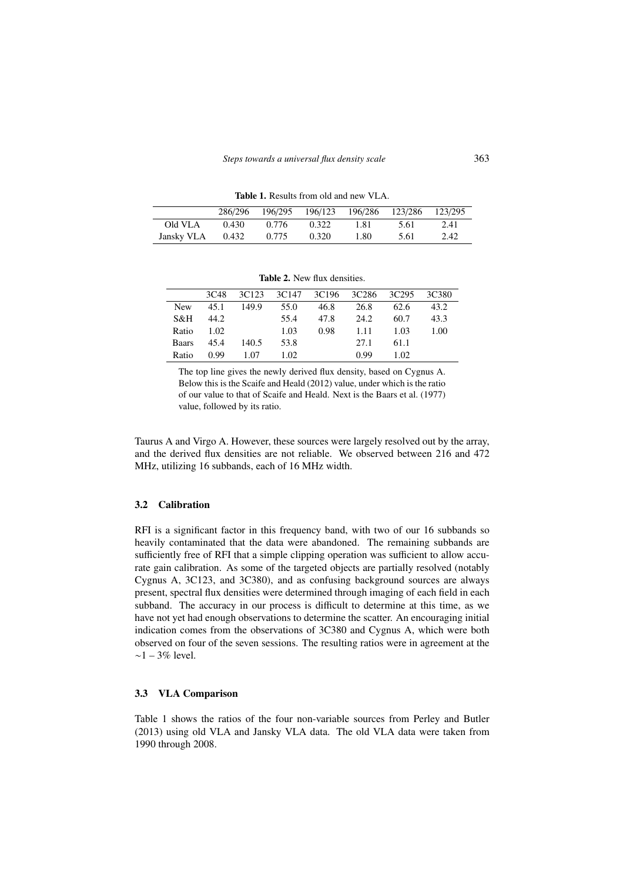**Table 1.** Results from old and new VLA.

| | 286/296 | 196/295 | 196/123 | 196/286 | 123/286 | 123/295 |
|---|---|---|---|---|---|---|
| Old VLA | 0.430 | 0.776 | 0.322 | 1.81 | 5.61 | 2.41 |
| Jansky VLA | 0.432 | 0.775 | 0.320 | 1.80 | 5.61 | 2.42 |

**Table 2.** New flux densities.

| | 3C48 | 3C123 | 3C147 | 3C196 | 3C286 | 3C295 | 3C380 |
|---|---|---|---|---|---|---|---|
| New | 45.1 | 149.9 | 55.0 | 46.8 | 26.8 | 62.6 | 43.2 |
| S&H | 44.2 | | 55.4 | 47.8 | 24.2 | 60.7 | 43.3 |
| Ratio | 1.02 | | 1.03 | 0.98 | 1.11 | 1.03 | 1.00 |
| Baars | 45.4 | 140.5 | 53.8 | | 27.1 | 61.1 | |
| Ratio | 0.99 | 1.07 | 1.02 | | 0.99 | 1.02 | |

The top line gives the newly derived flux density, based on Cygnus A. Below this is the Scaife and Heald (2012) value, under which is the ratio of our value to that of Scaife and Heald. Next is the Baars et al. (1977) value, followed by its ratio.

Taurus A and Virgo A. However, these sources were largely resolved out by the array, and the derived flux densities are not reliable. We observed between 216 and 472 MHz, utilizing 16 subbands, each of 16 MHz width.

### 3.2 Calibration

RFI is a significant factor in this frequency band, with two of our 16 subbands so heavily contaminated that the data were abandoned. The remaining subbands are sufficiently free of RFI that a simple clipping operation was sufficient to allow accurate gain calibration. As some of the targeted objects are partially resolved (notably Cygnus A, 3C123, and 3C380), and as confusing background sources are always present, spectral flux densities were determined through imaging of each field in each subband. The accuracy in our process is difficult to determine at this time, as we have not yet had enough observations to determine the scatter. An encouraging initial indication comes from the observations of 3C380 and Cygnus A, which were both observed on four of the seven sessions. The resulting ratios were in agreement at the $\sim$1 – 3% level.

### 3.3 VLA Comparison

Table 1 shows the ratios of the four non-variable sources from Perley and Butler (2013) using old VLA and Jansky VLA data. The old VLA data were taken from 1990 through 2008.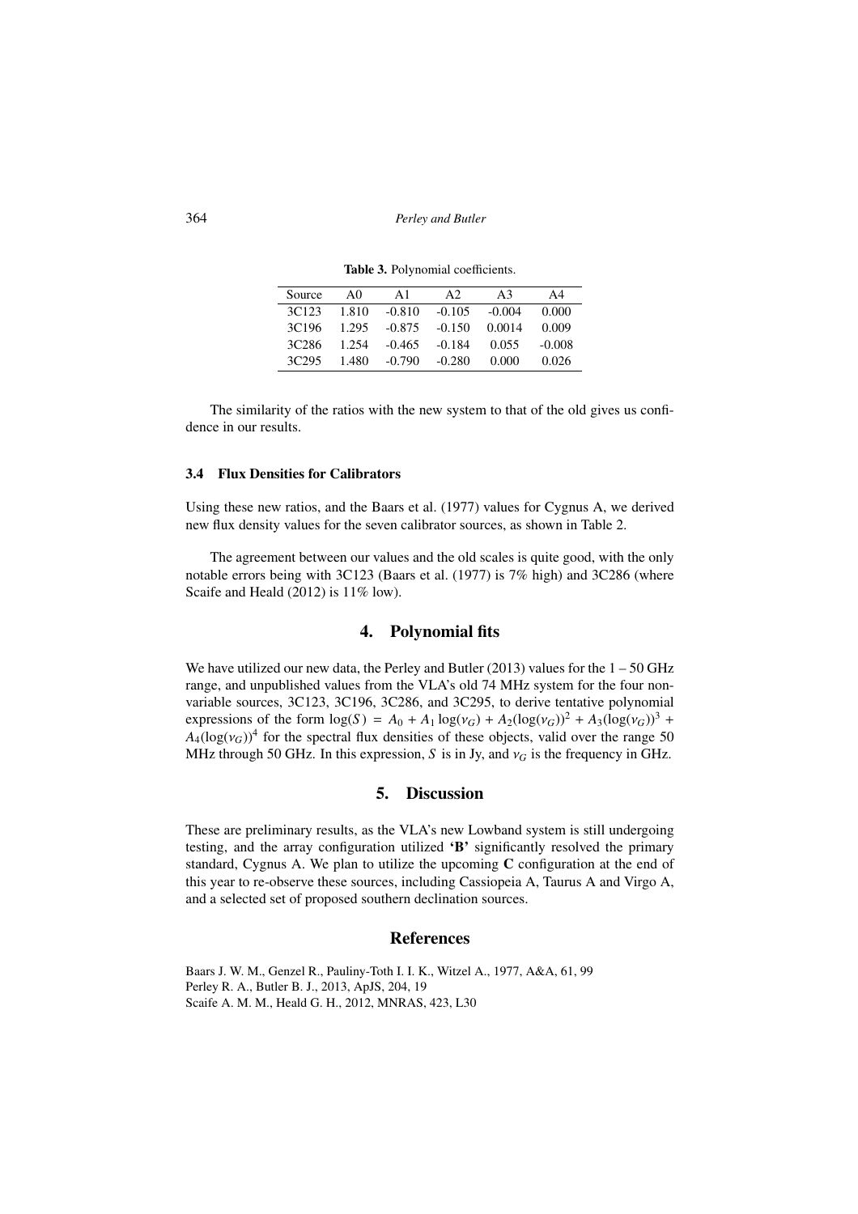**Table 3.** Polynomial coefficients.

| Source | A0 | A1 | A2 | A3 | A4 |
|---|---|---|---|---|---|
| 3C123 | 1.810 | -0.810 | -0.105 | -0.004 | 0.000 |
| 3C196 | 1.295 | -0.875 | -0.150 | 0.0014 | 0.009 |
| 3C286 | 1.254 | -0.465 | -0.184 | 0.055 | -0.008 |
| 3C295 | 1.480 | -0.790 | -0.280 | 0.000 | 0.026 |

The similarity of the ratios with the new system to that of the old gives us confidence in our results.

### 3.4 Flux Densities for Calibrators

Using these new ratios, and the Baars et al. (1977) values for Cygnus A, we derived new flux density values for the seven calibrator sources, as shown in Table 2.

The agreement between our values and the old scales is quite good, with the only notable errors being with 3C123 (Baars et al. (1977) is 7% high) and 3C286 (where Scaife and Heald (2012) is 11% low).

## 4. Polynomial fits

We have utilized our new data, the Perley and Butler (2013) values for the 1 – 50 GHz range, and unpublished values from the VLA's old 74 MHz system for the four non-variable sources, 3C123, 3C196, 3C286, and 3C295, to derive tentative polynomial expressions of the form $\log(S) = A_0 + A_1 \log(\nu_G) + A_2(\log(\nu_G))^2 + A_3(\log(\nu_G))^3 + A_4(\log(\nu_G))^4$ for the spectral flux densities of these objects, valid over the range 50 MHz through 50 GHz. In this expression, $S$ is in Jy, and $\nu_G$ is the frequency in GHz.

## 5. Discussion

These are preliminary results, as the VLA's new Lowband system is still undergoing testing, and the array configuration utilized **'B'** significantly resolved the primary standard, Cygnus A. We plan to utilize the upcoming **C** configuration at the end of this year to re-observe these sources, including Cassiopeia A, Taurus A and Virgo A, and a selected set of proposed southern declination sources.

## References

Baars J. W. M., Genzel R., Pauliny-Toth I. I. K., Witzel A., 1977, A&A, 61, 99
Perley R. A., Butler B. J., 2013, ApJS, 204, 19
Scaife A. M. M., Heald G. H., 2012, MNRAS, 423, L30